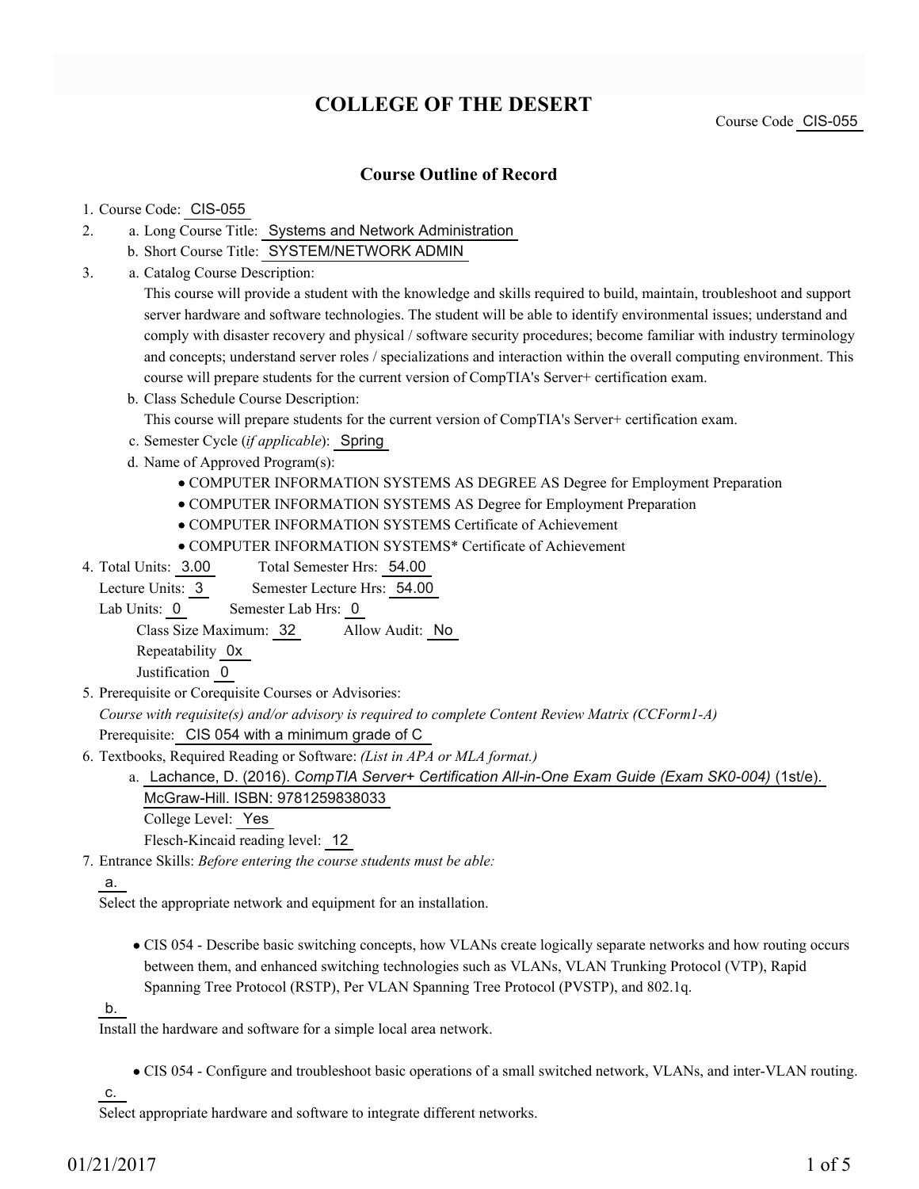# COLLEGE OF THE DESERT

Course Code CIS-055

## Course Outline of Record

1. Course Code: CIS-055
2. a. Long Course Title: Systems and Network Administration
   b. Short Course Title: SYSTEM/NETWORK ADMIN
3. a. Catalog Course Description:

   This course will provide a student with the knowledge and skills required to build, maintain, troubleshoot and support server hardware and software technologies. The student will be able to identify environmental issues; understand and comply with disaster recovery and physical / software security procedures; become familiar with industry terminology and concepts; understand server roles / specializations and interaction within the overall computing environment. This course will prepare students for the current version of CompTIA's Server+ certification exam.

   b. Class Schedule Course Description:

   This course will prepare students for the current version of CompTIA's Server+ certification exam.

   c. Semester Cycle (*if applicable*): Spring

   d. Name of Approved Program(s):

   - COMPUTER INFORMATION SYSTEMS AS DEGREE AS Degree for Employment Preparation
   - COMPUTER INFORMATION SYSTEMS AS Degree for Employment Preparation
   - COMPUTER INFORMATION SYSTEMS Certificate of Achievement
   - COMPUTER INFORMATION SYSTEMS* Certificate of Achievement

4. Total Units: 3.00 Total Semester Hrs: 54.00

   Lecture Units: 3 Semester Lecture Hrs: 54.00

   Lab Units: 0 Semester Lab Hrs: 0

   Class Size Maximum: 32 Allow Audit: No

   Repeatability 0x

   Justification 0

5. Prerequisite or Corequisite Courses or Advisories:

   *Course with requisite(s) and/or advisory is required to complete Content Review Matrix (CCForm1-A)*

   Prerequisite: CIS 054 with a minimum grade of C

6. Textbooks, Required Reading or Software: *(List in APA or MLA format.)*

   a. Lachance, D. (2016). *CompTIA Server+ Certification All-in-One Exam Guide (Exam SK0-004)* (1st/e). McGraw-Hill. ISBN: 9781259838033

   College Level: Yes

   Flesch-Kincaid reading level: 12

7. Entrance Skills: *Before entering the course students must be able:*

   a.

   Select the appropriate network and equipment for an installation.

   - CIS 054 - Describe basic switching concepts, how VLANs create logically separate networks and how routing occurs between them, and enhanced switching technologies such as VLANs, VLAN Trunking Protocol (VTP), Rapid Spanning Tree Protocol (RSTP), Per VLAN Spanning Tree Protocol (PVSTP), and 802.1q.

   b.

   Install the hardware and software for a simple local area network.

   - CIS 054 - Configure and troubleshoot basic operations of a small switched network, VLANs, and inter-VLAN routing.

   c.

   Select appropriate hardware and software to integrate different networks.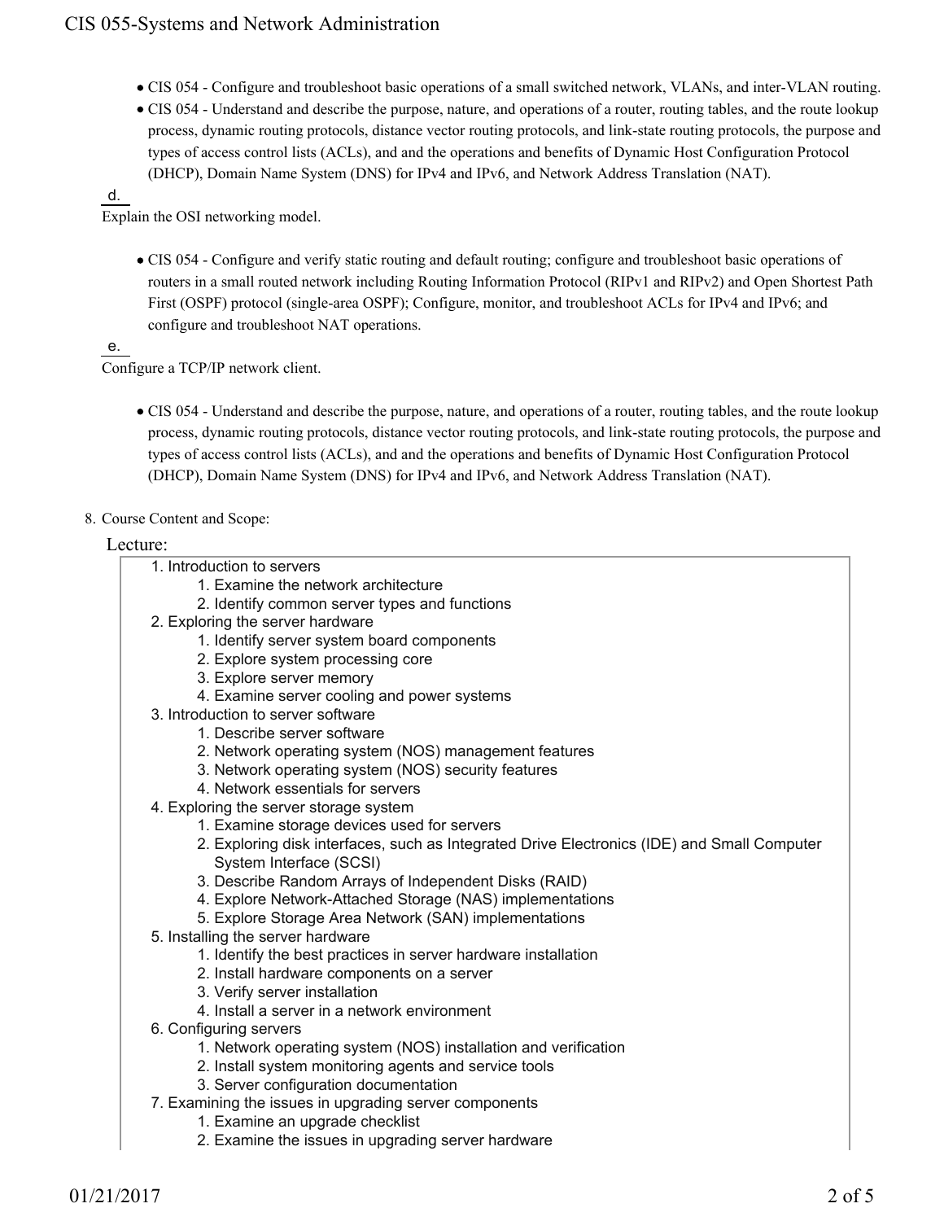- CIS 054 - Configure and troubleshoot basic operations of a small switched network, VLANs, and inter-VLAN routing.
- CIS 054 - Understand and describe the purpose, nature, and operations of a router, routing tables, and the route lookup process, dynamic routing protocols, distance vector routing protocols, and link-state routing protocols, the purpose and types of access control lists (ACLs), and and the operations and benefits of Dynamic Host Configuration Protocol (DHCP), Domain Name System (DNS) for IPv4 and IPv6, and Network Address Translation (NAT).

d.

Explain the OSI networking model.

- CIS 054 - Configure and verify static routing and default routing; configure and troubleshoot basic operations of routers in a small routed network including Routing Information Protocol (RIPv1 and RIPv2) and Open Shortest Path First (OSPF) protocol (single-area OSPF); Configure, monitor, and troubleshoot ACLs for IPv4 and IPv6; and configure and troubleshoot NAT operations.

e.

Configure a TCP/IP network client.

- CIS 054 - Understand and describe the purpose, nature, and operations of a router, routing tables, and the route lookup process, dynamic routing protocols, distance vector routing protocols, and link-state routing protocols, the purpose and types of access control lists (ACLs), and and the operations and benefits of Dynamic Host Configuration Protocol (DHCP), Domain Name System (DNS) for IPv4 and IPv6, and Network Address Translation (NAT).

8. Course Content and Scope:

## Lecture:

1. Introduction to servers
    1. Examine the network architecture
    2. Identify common server types and functions
2. Exploring the server hardware
    1. Identify server system board components
    2. Explore system processing core
    3. Explore server memory
    4. Examine server cooling and power systems
3. Introduction to server software
    1. Describe server software
    2. Network operating system (NOS) management features
    3. Network operating system (NOS) security features
    4. Network essentials for servers
4. Exploring the server storage system
    1. Examine storage devices used for servers
    2. Exploring disk interfaces, such as Integrated Drive Electronics (IDE) and Small Computer System Interface (SCSI)
    3. Describe Random Arrays of Independent Disks (RAID)
    4. Explore Network-Attached Storage (NAS) implementations
    5. Explore Storage Area Network (SAN) implementations
5. Installing the server hardware
    1. Identify the best practices in server hardware installation
    2. Install hardware components on a server
    3. Verify server installation
    4. Install a server in a network environment
6. Configuring servers
    1. Network operating system (NOS) installation and verification
    2. Install system monitoring agents and service tools
    3. Server configuration documentation
7. Examining the issues in upgrading server components
    1. Examine an upgrade checklist
    2. Examine the issues in upgrading server hardware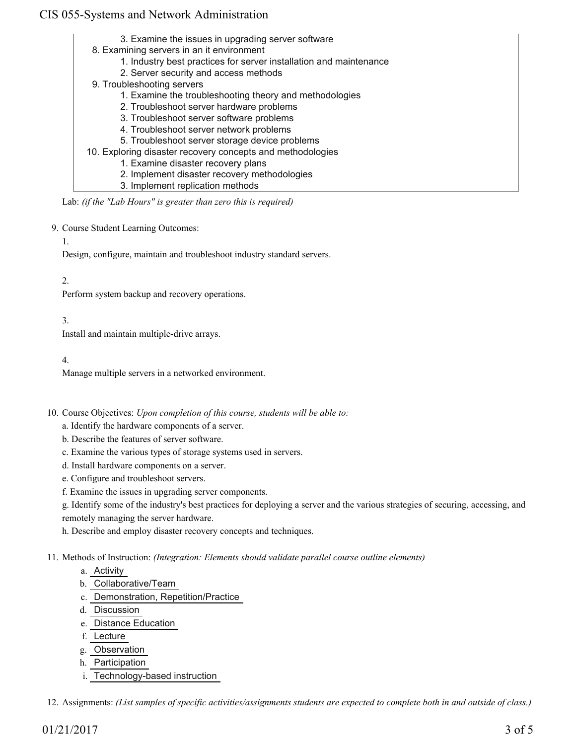3. Examine the issues in upgrading server software
8. Examining servers in an it environment
   1. Industry best practices for server installation and maintenance
   2. Server security and access methods
9. Troubleshooting servers
   1. Examine the troubleshooting theory and methodologies
   2. Troubleshoot server hardware problems
   3. Troubleshoot server software problems
   4. Troubleshoot server network problems
   5. Troubleshoot server storage device problems
10. Exploring disaster recovery concepts and methodologies
   1. Examine disaster recovery plans
   2. Implement disaster recovery methodologies
   3. Implement replication methods

Lab: *(if the "Lab Hours" is greater than zero this is required)*

9. Course Student Learning Outcomes:

   1.

   Design, configure, maintain and troubleshoot industry standard servers.

   2.

   Perform system backup and recovery operations.

   3.

   Install and maintain multiple-drive arrays.

   4.

   Manage multiple servers in a networked environment.

10. Course Objectives: *Upon completion of this course, students will be able to:*

   a. Identify the hardware components of a server.
   b. Describe the features of server software.
   c. Examine the various types of storage systems used in servers.
   d. Install hardware components on a server.
   e. Configure and troubleshoot servers.
   f. Examine the issues in upgrading server components.
   g. Identify some of the industry's best practices for deploying a server and the various strategies of securing, accessing, and remotely managing the server hardware.
   h. Describe and employ disaster recovery concepts and techniques.

11. Methods of Instruction: *(Integration: Elements should validate parallel course outline elements)*

   a. Activity
   b. Collaborative/Team
   c. Demonstration, Repetition/Practice
   d. Discussion
   e. Distance Education
   f. Lecture
   g. Observation
   h. Participation
   i. Technology-based instruction

12. Assignments: *(List samples of specific activities/assignments students are expected to complete both in and outside of class.)*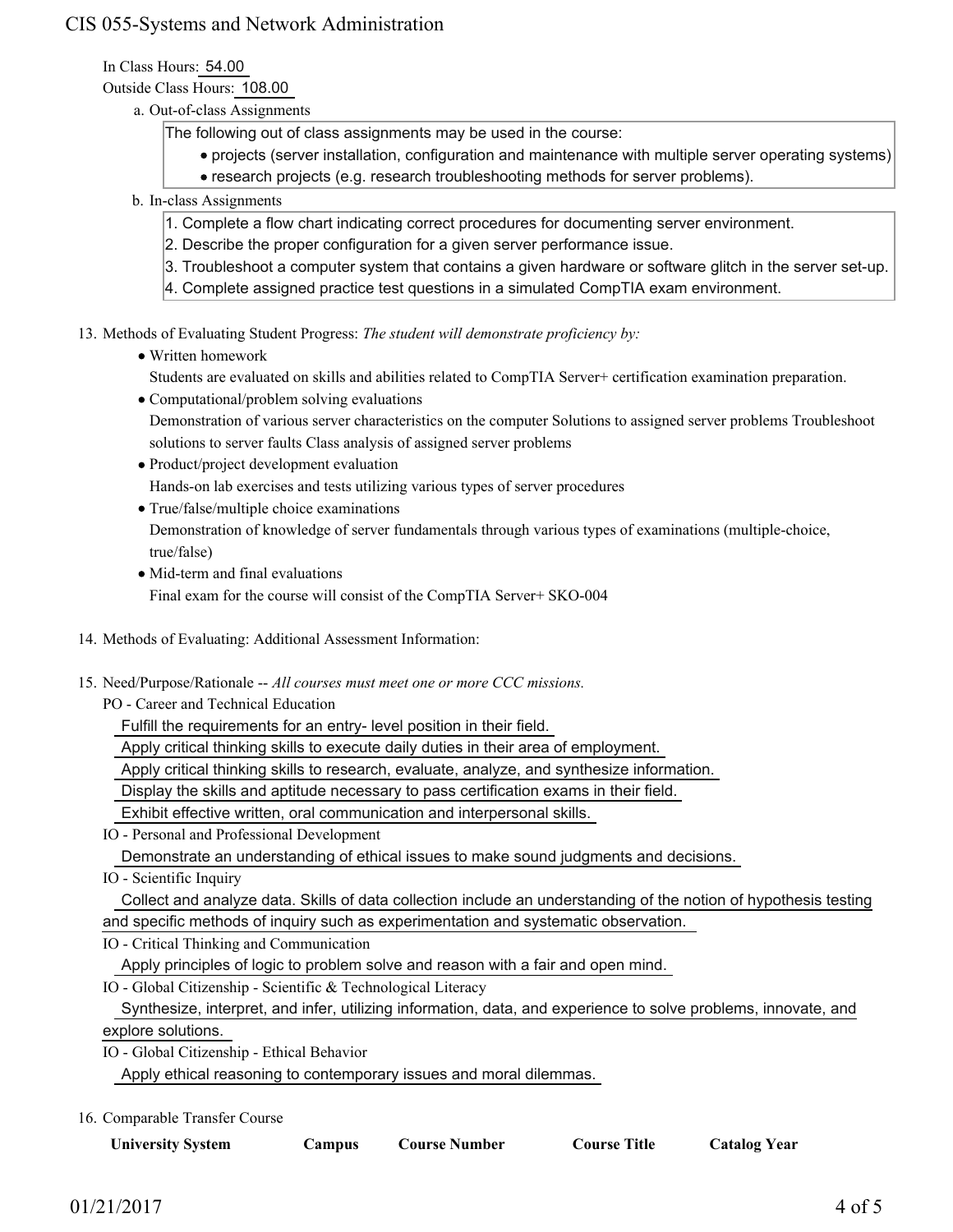In Class Hours: 54.00

Outside Class Hours: 108.00

a. Out-of-class Assignments

The following out of class assignments may be used in the course:

- projects (server installation, configuration and maintenance with multiple server operating systems)
- research projects (e.g. research troubleshooting methods for server problems).

b. In-class Assignments

1. Complete a flow chart indicating correct procedures for documenting server environment.
2. Describe the proper configuration for a given server performance issue.
3. Troubleshoot a computer system that contains a given hardware or software glitch in the server set-up.
4. Complete assigned practice test questions in a simulated CompTIA exam environment.

13. Methods of Evaluating Student Progress: *The student will demonstrate proficiency by:*

- Written homework

  Students are evaluated on skills and abilities related to CompTIA Server+ certification examination preparation.
- Computational/problem solving evaluations

  Demonstration of various server characteristics on the computer Solutions to assigned server problems Troubleshoot solutions to server faults Class analysis of assigned server problems
- Product/project development evaluation

  Hands-on lab exercises and tests utilizing various types of server procedures
- True/false/multiple choice examinations

  Demonstration of knowledge of server fundamentals through various types of examinations (multiple-choice, true/false)
- Mid-term and final evaluations

  Final exam for the course will consist of the CompTIA Server+ SKO-004

14. Methods of Evaluating: Additional Assessment Information:

15. Need/Purpose/Rationale -- *All courses must meet one or more CCC missions.*

PO - Career and Technical Education

Fulfill the requirements for an entry- level position in their field.

Apply critical thinking skills to execute daily duties in their area of employment.

Apply critical thinking skills to research, evaluate, analyze, and synthesize information.

Display the skills and aptitude necessary to pass certification exams in their field.

Exhibit effective written, oral communication and interpersonal skills.

IO - Personal and Professional Development

Demonstrate an understanding of ethical issues to make sound judgments and decisions.

IO - Scientific Inquiry

Collect and analyze data. Skills of data collection include an understanding of the notion of hypothesis testing and specific methods of inquiry such as experimentation and systematic observation.

IO - Critical Thinking and Communication

Apply principles of logic to problem solve and reason with a fair and open mind.

IO - Global Citizenship - Scientific & Technological Literacy

Synthesize, interpret, and infer, utilizing information, data, and experience to solve problems, innovate, and explore solutions.

IO - Global Citizenship - Ethical Behavior

Apply ethical reasoning to contemporary issues and moral dilemmas.

16. Comparable Transfer Course

| University System | Campus | Course Number | Course Title | Catalog Year |
|---|---|---|---|---|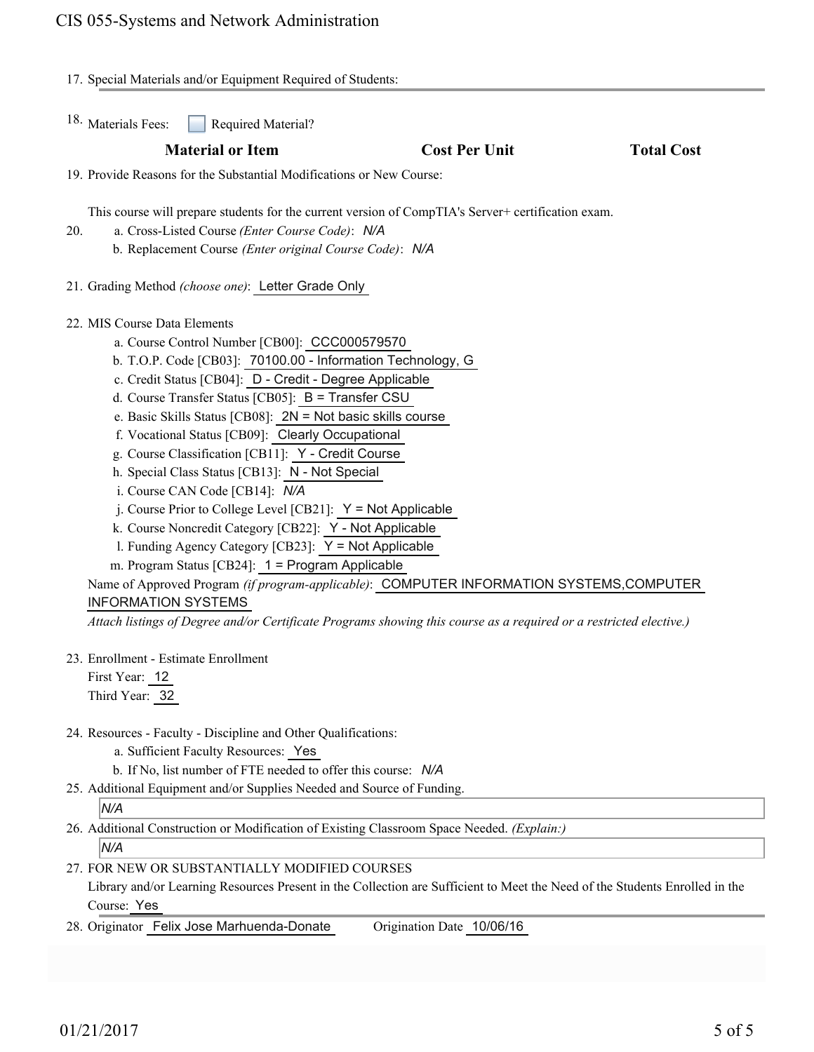17. Special Materials and/or Equipment Required of Students:

18. Materials Fees: ☐ Required Material?

| Material or Item | Cost Per Unit | Total Cost |
|---|---|---|

19. Provide Reasons for the Substantial Modifications or New Course:

This course will prepare students for the current version of CompTIA's Server+ certification exam.

20. a. Cross-Listed Course *(Enter Course Code)*: *N/A*
    b. Replacement Course *(Enter original Course Code)*: *N/A*

21. Grading Method *(choose one)*: Letter Grade Only

22. MIS Course Data Elements
    a. Course Control Number [CB00]: CCC000579570
    b. T.O.P. Code [CB03]: 70100.00 - Information Technology, G
    c. Credit Status [CB04]: D - Credit - Degree Applicable
    d. Course Transfer Status [CB05]: B = Transfer CSU
    e. Basic Skills Status [CB08]: 2N = Not basic skills course
    f. Vocational Status [CB09]: Clearly Occupational
    g. Course Classification [CB11]: Y - Credit Course
    h. Special Class Status [CB13]: N - Not Special
    i. Course CAN Code [CB14]: *N/A*
    j. Course Prior to College Level [CB21]: Y = Not Applicable
    k. Course Noncredit Category [CB22]: Y - Not Applicable
    l. Funding Agency Category [CB23]: Y = Not Applicable
    m. Program Status [CB24]: 1 = Program Applicable

    Name of Approved Program *(if program-applicable)*: COMPUTER INFORMATION SYSTEMS,COMPUTER INFORMATION SYSTEMS

    *Attach listings of Degree and/or Certificate Programs showing this course as a required or a restricted elective.)*

23. Enrollment - Estimate Enrollment
    First Year: 12
    Third Year: 32

24. Resources - Faculty - Discipline and Other Qualifications:
    a. Sufficient Faculty Resources: Yes
    b. If No, list number of FTE needed to offer this course: *N/A*

25. Additional Equipment and/or Supplies Needed and Source of Funding.

    *N/A*

26. Additional Construction or Modification of Existing Classroom Space Needed. *(Explain:)*

    *N/A*

27. FOR NEW OR SUBSTANTIALLY MODIFIED COURSES
    Library and/or Learning Resources Present in the Collection are Sufficient to Meet the Need of the Students Enrolled in the Course: Yes

28. Originator Felix Jose Marhuenda-Donate Origination Date 10/06/16